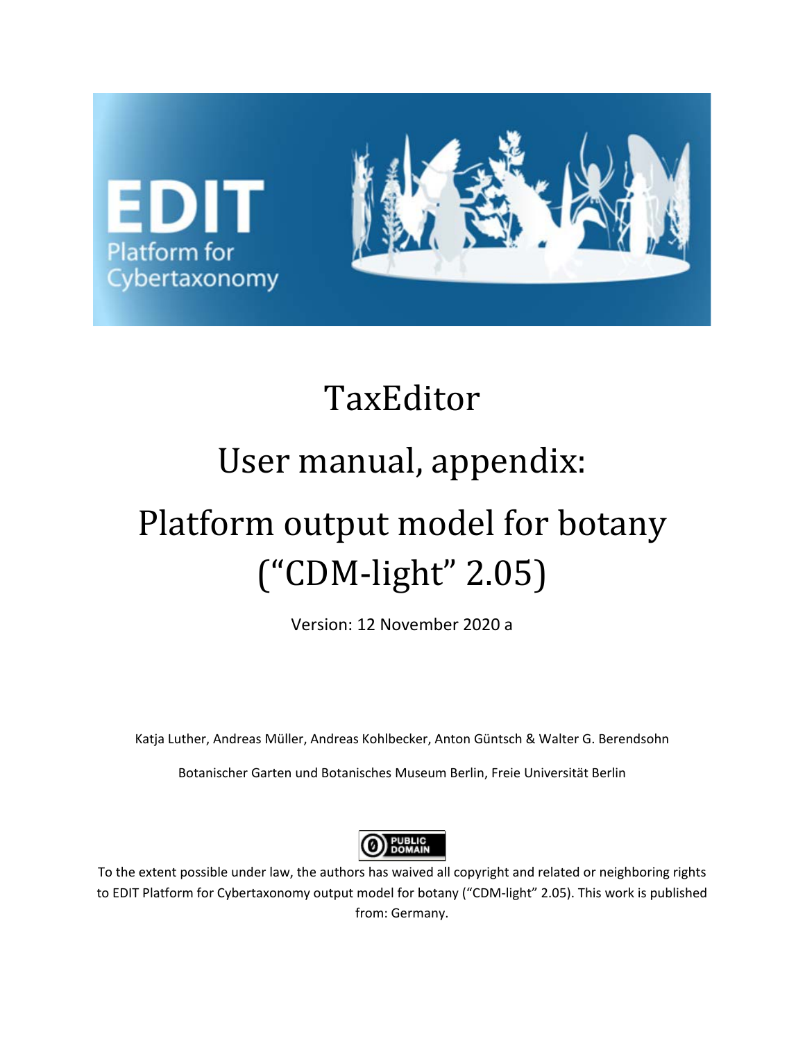EDIT

Platform for Cybertaxonomy

# TaxEditor

# User manual, appendix:

# Platform output model for botany (“CDM-light” 2.05)

Version: 12 November 2020 a

Katja Luther, Andreas Müller, Andreas Kohlbecker, Anton Güntsch & Walter G. Berendsohn

Botanischer Garten und Botanisches Museum Berlin, Freie Universität Berlin

PUBLIC DOMAIN

To the extent possible under law, the authors has waived all copyright and related or neighboring rights to EDIT Platform for Cybertaxonomy output model for botany (“CDM-light” 2.05). This work is published from: Germany.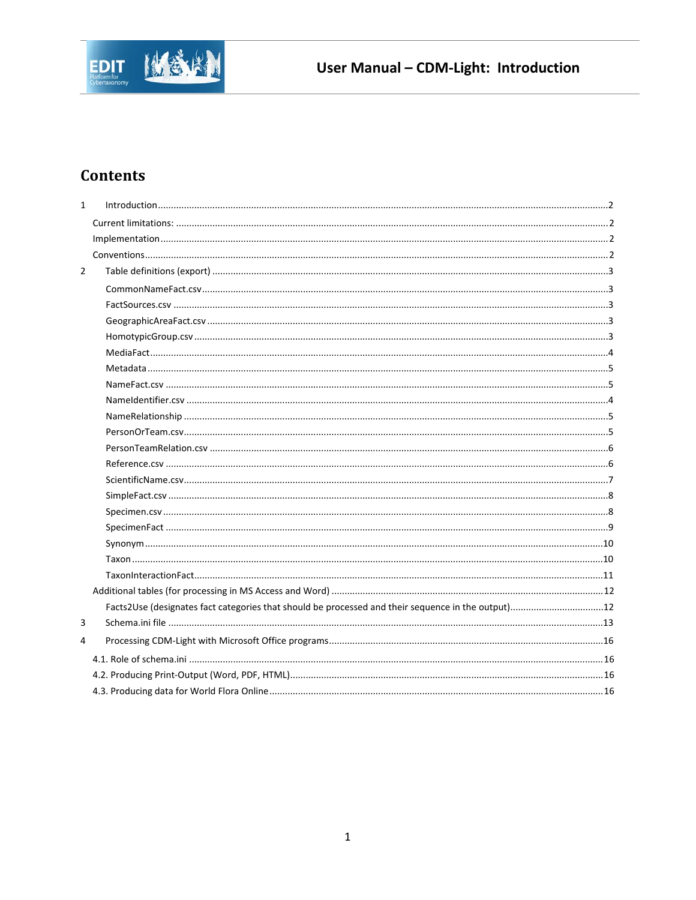# Contents

1 Introduction ............................................................................................................................................2

Current limitations: .......................................................................................................................................2

Implementation ..............................................................................................................................................2

Conventions ....................................................................................................................................................2

2 Table definitions (export) ...........................................................................................................................3

CommonNameFact.csv ..........................................................................................................................3

FactSources.csv .......................................................................................................................................3

GeographicAreaFact.csv .........................................................................................................................3

HomotypicGroup.csv ..............................................................................................................................3

MediaFact ................................................................................................................................................4

Metadata .................................................................................................................................................5

NameFact.csv ..........................................................................................................................................5

NameIdentifier.csv ..................................................................................................................................4

NameRelationship ..................................................................................................................................5

PersonOrTeam.csv ..................................................................................................................................5

PersonTeamRelation.csv ........................................................................................................................6

Reference.csv ..........................................................................................................................................6

ScientificName.csv ..................................................................................................................................7

SimpleFact.csv ........................................................................................................................................8

Specimen.csv ..........................................................................................................................................8

SpecimenFact ..........................................................................................................................................9

Synonym ................................................................................................................................................10

Taxon .....................................................................................................................................................10

TaxonInteractionFact .............................................................................................................................11

Additional tables (for processing in MS Access and Word) ..........................................................................12

Facts2Use (designates fact categories that should be processed and their sequence in the output) ....................................12

3 Schema.ini file .........................................................................................................................................13

4 Processing CDM-Light with Microsoft Office programs ...........................................................................16

4.1. Role of schema.ini ................................................................................................................................16

4.2. Producing Print-Output (Word, PDF, HTML) .........................................................................................16

4.3. Producing data for World Flora Online .................................................................................................16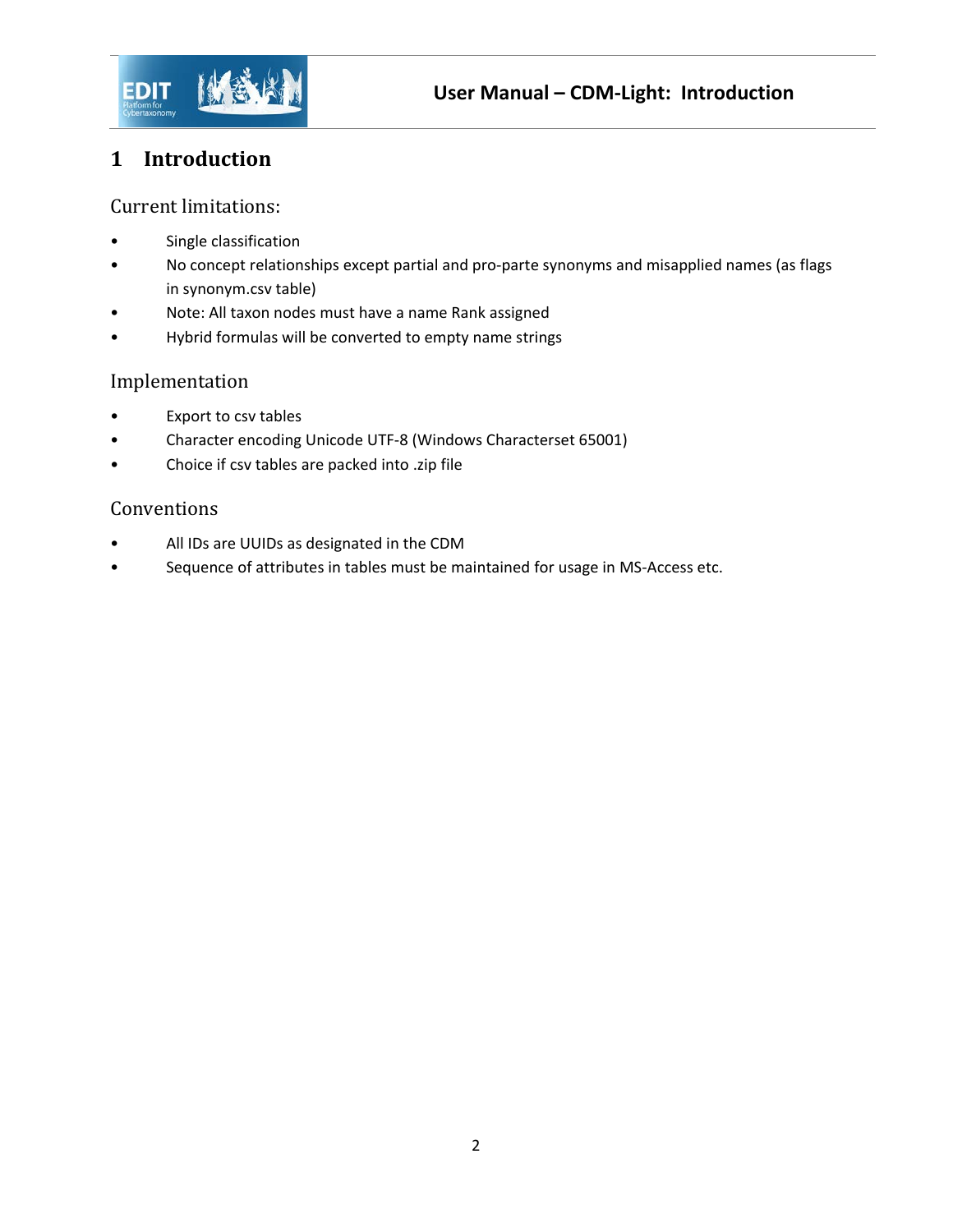# 1 Introduction

## Current limitations:

- Single classification
- No concept relationships except partial and pro-parte synonyms and misapplied names (as flags in synonym.csv table)
- Note: All taxon nodes must have a name Rank assigned
- Hybrid formulas will be converted to empty name strings

## Implementation

- Export to csv tables
- Character encoding Unicode UTF-8 (Windows Characterset 65001)
- Choice if csv tables are packed into .zip file

## Conventions

- All IDs are UUIDs as designated in the CDM
- Sequence of attributes in tables must be maintained for usage in MS-Access etc.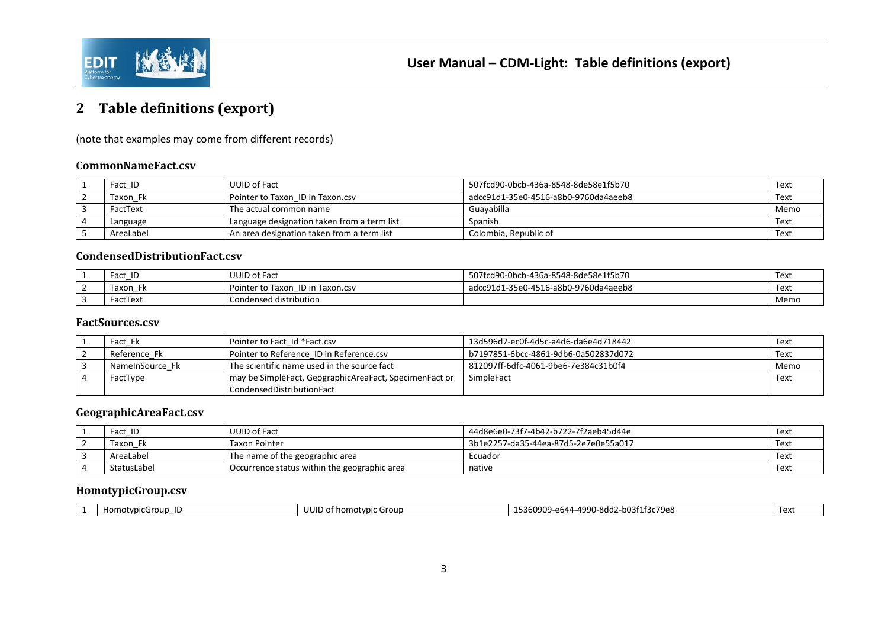# 2 Table definitions (export)

(note that examples may come from different records)

### CommonNameFact.csv

| | | | | |
|---|---|---|---|---|
| 1 | Fact_ID | UUID of Fact | 507fcd90-0bcb-436a-8548-8de58e1f5b70 | Text |
| 2 | Taxon_Fk | Pointer to Taxon_ID in Taxon.csv | adcc91d1-35e0-4516-a8b0-9760da4aeeb8 | Text |
| 3 | FactText | The actual common name | Guayabilla | Memo |
| 4 | Language | Language designation taken from a term list | Spanish | Text |
| 5 | AreaLabel | An area designation taken from a term list | Colombia, Republic of | Text |

### CondensedDistributionFact.csv

| | | | | |
|---|---|---|---|---|
| 1 | Fact_ID | UUID of Fact | 507fcd90-0bcb-436a-8548-8de58e1f5b70 | Text |
| 2 | Taxon_Fk | Pointer to Taxon_ID in Taxon.csv | adcc91d1-35e0-4516-a8b0-9760da4aeeb8 | Text |
| 3 | FactText | Condensed distribution | | Memo |

### FactSources.csv

| | | | | |
|---|---|---|---|---|
| 1 | Fact_Fk | Pointer to Fact_Id *Fact.csv | 13d596d7-ec0f-4d5c-a4d6-da6e4d718442 | Text |
| 2 | Reference_Fk | Pointer to Reference_ID in Reference.csv | b7197851-6bcc-4861-9db6-0a502837d072 | Text |
| 3 | NameInSource_Fk | The scientific name used in the source fact | 812097ff-6dfc-4061-9be6-7e384c31b0f4 | Memo |
| 4 | FactType | may be SimpleFact, GeographicAreaFact, SpecimenFact or CondensedDistributionFact | SimpleFact | Text |

### GeographicAreaFact.csv

| | | | | |
|---|---|---|---|---|
| 1 | Fact_ID | UUID of Fact | 44d8e6e0-73f7-4b42-b722-7f2aeb45d44e | Text |
| 2 | Taxon_Fk | Taxon Pointer | 3b1e2257-da35-44ea-87d5-2e7e0e55a017 | Text |
| 3 | AreaLabel | The name of the geographic area | Ecuador | Text |
| 4 | StatusLabel | Occurrence status within the geographic area | native | Text |

### HomotypicGroup.csv

| | | | | |
|---|---|---|---|---|
| 1 | HomotypicGroup_ID | UUID of homotypic Group | 15360909-e644-4990-8dd2-b03f1f3c79e8 | Text |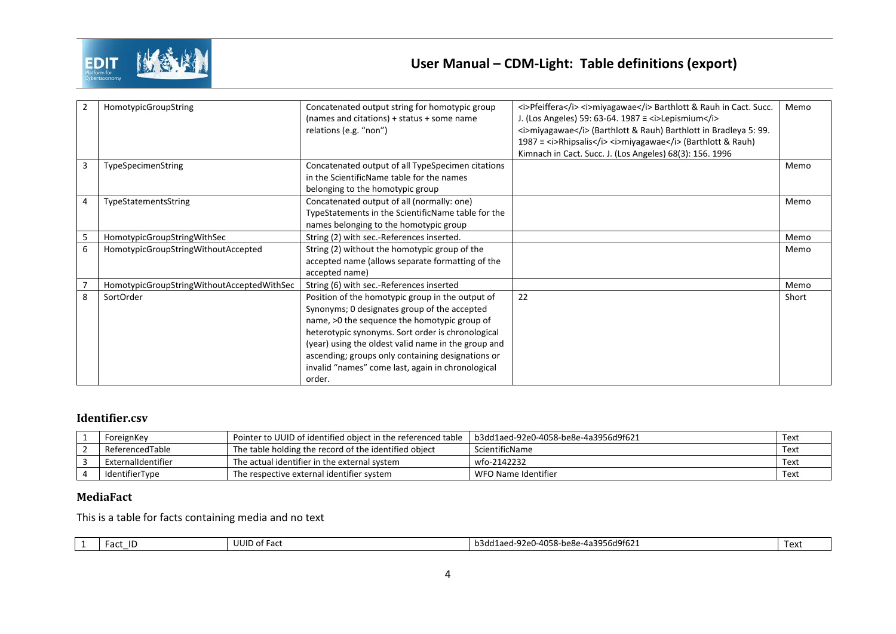| | | | | |
|---|---|---|---|---|
| 2 | HomotypicGroupString | Concatenated output string for homotypic group (names and citations) + status + some name relations (e.g. "non") | <i>Pfeiffera</i> <i>miyagawae</i> Barthlott & Rauh in Cact. Succ. J. (Los Angeles) 59: 63-64. 1987 ≡ <i>Lepismium</i> <i>miyagawae</i> (Barthlott & Rauh) Barthlott in Bradleya 5: 99. 1987 ≡ <i>Rhipsalis</i> <i>miyagawae</i> (Barthlott & Rauh) Kimnach in Cact. Succ. J. (Los Angeles) 68(3): 156. 1996 | Memo |
| 3 | TypeSpecimenString | Concatenated output of all TypeSpecimen citations in the ScientificName table for the names belonging to the homotypic group | | Memo |
| 4 | TypeStatementsString | Concatenated output of all (normally: one) TypeStatements in the ScientificName table for the names belonging to the homotypic group | | Memo |
| 5 | HomotypicGroupStringWithSec | String (2) with sec.-References inserted. | | Memo |
| 6 | HomotypicGroupStringWithoutAccepted | String (2) without the homotypic group of the accepted name (allows separate formatting of the accepted name) | | Memo |
| 7 | HomotypicGroupStringWithoutAcceptedWithSec | String (6) with sec.-References inserted | | Memo |
| 8 | SortOrder | Position of the homotypic group in the output of Synonyms; 0 designates group of the accepted name, >0 the sequence the homotypic group of heterotypic synonyms. Sort order is chronological (year) using the oldest valid name in the group and ascending; groups only containing designations or invalid "names" come last, again in chronological order. | 22 | Short |

### Identifier.csv

| | | | | |
|---|---|---|---|---|
| 1 | ForeignKey | Pointer to UUID of identified object in the referenced table | b3dd1aed-92e0-4058-be8e-4a3956d9f621 | Text |
| 2 | ReferencedTable | The table holding the record of the identified object | ScientificName | Text |
| 3 | ExternalIdentifier | The actual identifier in the external system | wfo-2142232 | Text |
| 4 | IdentifierType | The respective external identifier system | WFO Name Identifier | Text |

### MediaFact

This is a table for facts containing media and no text

| | | | | |
|---|---|---|---|---|
| 1 | Fact_ID | UUID of Fact | b3dd1aed-92e0-4058-be8e-4a3956d9f621 | Text |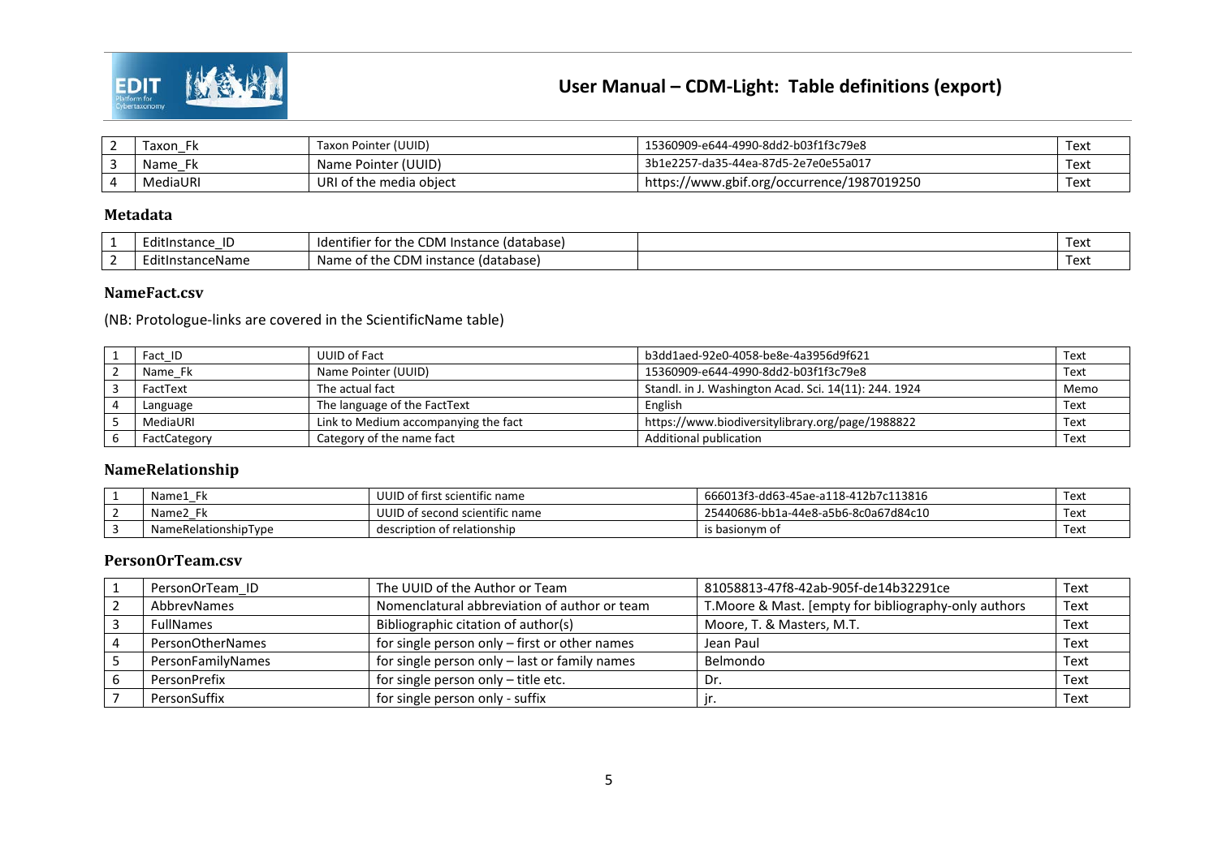| 2 | Taxon_Fk | Taxon Pointer (UUID) | 15360909-e644-4990-8dd2-b03f1f3c79e8 | Text |
|---|---|---|---|---|
| 3 | Name_Fk | Name Pointer (UUID) | 3b1e2257-da35-44ea-87d5-2e7e0e55a017 | Text |
| 4 | MediaURI | URI of the media object | https://www.gbif.org/occurrence/1987019250 | Text |

### Metadata

| 1 | EditInstance_ID | Identifier for the CDM Instance (database) | | Text |
|---|---|---|---|---|
| 2 | EditInstanceName | Name of the CDM instance (database) | | Text |

### NameFact.csv

(NB: Protologue-links are covered in the ScientificName table)

| 1 | Fact_ID | UUID of Fact | b3dd1aed-92e0-4058-be8e-4a3956d9f621 | Text |
|---|---|---|---|---|
| 2 | Name_Fk | Name Pointer (UUID) | 15360909-e644-4990-8dd2-b03f1f3c79e8 | Text |
| 3 | FactText | The actual fact | Standl. in J. Washington Acad. Sci. 14(11): 244. 1924 | Memo |
| 4 | Language | The language of the FactText | English | Text |
| 5 | MediaURI | Link to Medium accompanying the fact | https://www.biodiversitylibrary.org/page/1988822 | Text |
| 6 | FactCategory | Category of the name fact | Additional publication | Text |

### NameRelationship

| 1 | Name1_Fk | UUID of first scientific name | 666013f3-dd63-45ae-a118-412b7c113816 | Text |
|---|---|---|---|---|
| 2 | Name2_Fk | UUID of second scientific name | 25440686-bb1a-44e8-a5b6-8c0a67d84c10 | Text |
| 3 | NameRelationshipType | description of relationship | is basionym of | Text |

### PersonOrTeam.csv

| 1 | PersonOrTeam_ID | The UUID of the Author or Team | 81058813-47f8-42ab-905f-de14b32291ce | Text |
|---|---|---|---|---|
| 2 | AbbrevNames | Nomenclatural abbreviation of author or team | T.Moore & Mast. [empty for bibliography-only authors | Text |
| 3 | FullNames | Bibliographic citation of author(s) | Moore, T. & Masters, M.T. | Text |
| 4 | PersonOtherNames | for single person only – first or other names | Jean Paul | Text |
| 5 | PersonFamilyNames | for single person only – last or family names | Belmondo | Text |
| 6 | PersonPrefix | for single person only – title etc. | Dr. | Text |
| 7 | PersonSuffix | for single person only - suffix | jr. | Text |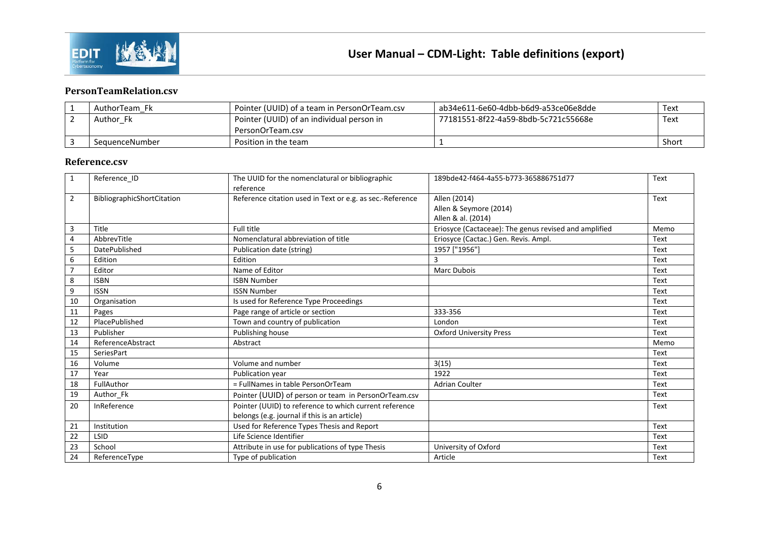### PersonTeamRelation.csv

| | | | | |
|---|---|---|---|---|
| 1 | AuthorTeam_Fk | Pointer (UUID) of a team in PersonOrTeam.csv | ab34e611-6e60-4dbb-b6d9-a53ce06e8dde | Text |
| 2 | Author_Fk | Pointer (UUID) of an individual person in PersonOrTeam.csv | 77181551-8f22-4a59-8bdb-5c721c55668e | Text |
| 3 | SequenceNumber | Position in the team | 1 | Short |

### Reference.csv

| | | | | |
|---|---|---|---|---|
| 1 | Reference_ID | The UUID for the nomenclatural or bibliographic reference | 189bde42-f464-4a55-b773-365886751d77 | Text |
| 2 | BibliographicShortCitation | Reference citation used in Text or e.g. as sec.-Reference | Allen (2014)<br>Allen & Seymore (2014)<br>Allen & al. (2014) | Text |
| 3 | Title | Full title | Eriosyce (Cactaceae): The genus revised and amplified | Memo |
| 4 | AbbrevTitle | Nomenclatural abbreviation of title | Eriosyce (Cactac.) Gen. Revis. Ampl. | Text |
| 5 | DatePublished | Publication date (string) | 1957 ["1956"] | Text |
| 6 | Edition | Edition | 3 | Text |
| 7 | Editor | Name of Editor | Marc Dubois | Text |
| 8 | ISBN | ISBN Number | | Text |
| 9 | ISSN | ISSN Number | | Text |
| 10 | Organisation | Is used for Reference Type Proceedings | | Text |
| 11 | Pages | Page range of article or section | 333-356 | Text |
| 12 | PlacePublished | Town and country of publication | London | Text |
| 13 | Publisher | Publishing house | Oxford University Press | Text |
| 14 | ReferenceAbstract | Abstract | | Memo |
| 15 | SeriesPart | | | Text |
| 16 | Volume | Volume and number | 3(15) | Text |
| 17 | Year | Publication year | 1922 | Text |
| 18 | FullAuthor | = FullNames in table PersonOrTeam | Adrian Coulter | Text |
| 19 | Author_Fk | Pointer (UUID) of person or team in PersonOrTeam.csv | | Text |
| 20 | InReference | Pointer (UUID) to reference to which current reference belongs (e.g. journal if this is an article) | | Text |
| 21 | Institution | Used for Reference Types Thesis and Report | | Text |
| 22 | LSID | Life Science Identifier | | Text |
| 23 | School | Attribute in use for publications of type Thesis | University of Oxford | Text |
| 24 | ReferenceType | Type of publication | Article | Text |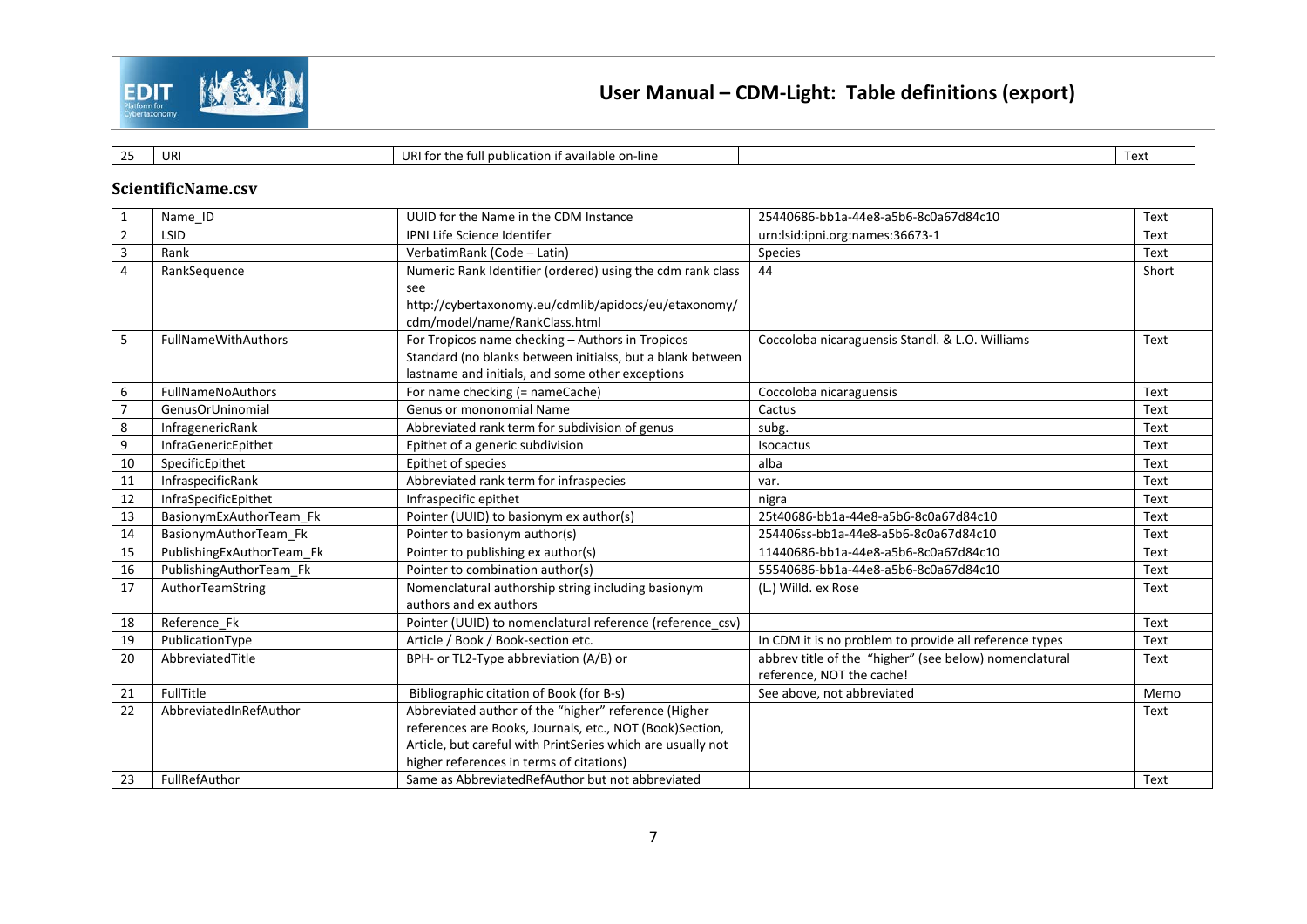| 25 | URI | URI for the full publication if available on-line | | Text |
|---|---|---|---|---|

### ScientificName.csv

| | | | | |
|---|---|---|---|---|
| 1 | Name_ID | UUID for the Name in the CDM Instance | 25440686-bb1a-44e8-a5b6-8c0a67d84c10 | Text |
| 2 | LSID | IPNI Life Science Identifer | urn:lsid:ipni.org:names:36673-1 | Text |
| 3 | Rank | VerbatimRank (Code – Latin) | Species | Text |
| 4 | RankSequence | Numeric Rank Identifier (ordered) using the cdm rank class see http://cybertaxonomy.eu/cdmlib/apidocs/eu/etaxonomy/cdm/model/name/RankClass.html | 44 | Short |
| 5 | FullNameWithAuthors | For Tropicos name checking – Authors in Tropicos Standard (no blanks between initialss, but a blank between lastname and initials, and some other exceptions | Coccoloba nicaraguensis Standl. & L.O. Williams | Text |
| 6 | FullNameNoAuthors | For name checking (= nameCache) | Coccoloba nicaraguensis | Text |
| 7 | GenusOrUninomial | Genus or mononomial Name | Cactus | Text |
| 8 | InfragenericRank | Abbreviated rank term for subdivision of genus | subg. | Text |
| 9 | InfraGenericEpithet | Epithet of a generic subdivision | Isocactus | Text |
| 10 | SpecificEpithet | Epithet of species | alba | Text |
| 11 | InfraspecificRank | Abbreviated rank term for infraspecies | var. | Text |
| 12 | InfraSpecificEpithet | Infraspecific epithet | nigra | Text |
| 13 | BasionymExAuthorTeam_Fk | Pointer (UUID) to basionym ex author(s) | 25t40686-bb1a-44e8-a5b6-8c0a67d84c10 | Text |
| 14 | BasionymAuthorTeam_Fk | Pointer to basionym author(s) | 254406ss-bb1a-44e8-a5b6-8c0a67d84c10 | Text |
| 15 | PublishingExAuthorTeam_Fk | Pointer to publishing ex author(s) | 11440686-bb1a-44e8-a5b6-8c0a67d84c10 | Text |
| 16 | PublishingAuthorTeam_Fk | Pointer to combination author(s) | 55540686-bb1a-44e8-a5b6-8c0a67d84c10 | Text |
| 17 | AuthorTeamString | Nomenclatural authorship string including basionym authors and ex authors | (L.) Willd. ex Rose | Text |
| 18 | Reference_Fk | Pointer (UUID) to nomenclatural reference (reference_csv) | | Text |
| 19 | PublicationType | Article / Book / Book-section etc. | In CDM it is no problem to provide all reference types | Text |
| 20 | AbbreviatedTitle | BPH- or TL2-Type abbreviation (A/B) or | abbrev title of the "higher" (see below) nomenclatural reference, NOT the cache! | Text |
| 21 | FullTitle | Bibliographic citation of Book (for B-s) | See above, not abbreviated | Memo |
| 22 | AbbreviatedInRefAuthor | Abbreviated author of the "higher" reference (Higher references are Books, Journals, etc., NOT (Book)Section, Article, but careful with PrintSeries which are usually not higher references in terms of citations) | | Text |
| 23 | FullRefAuthor | Same as AbbreviatedRefAuthor but not abbreviated | | Text |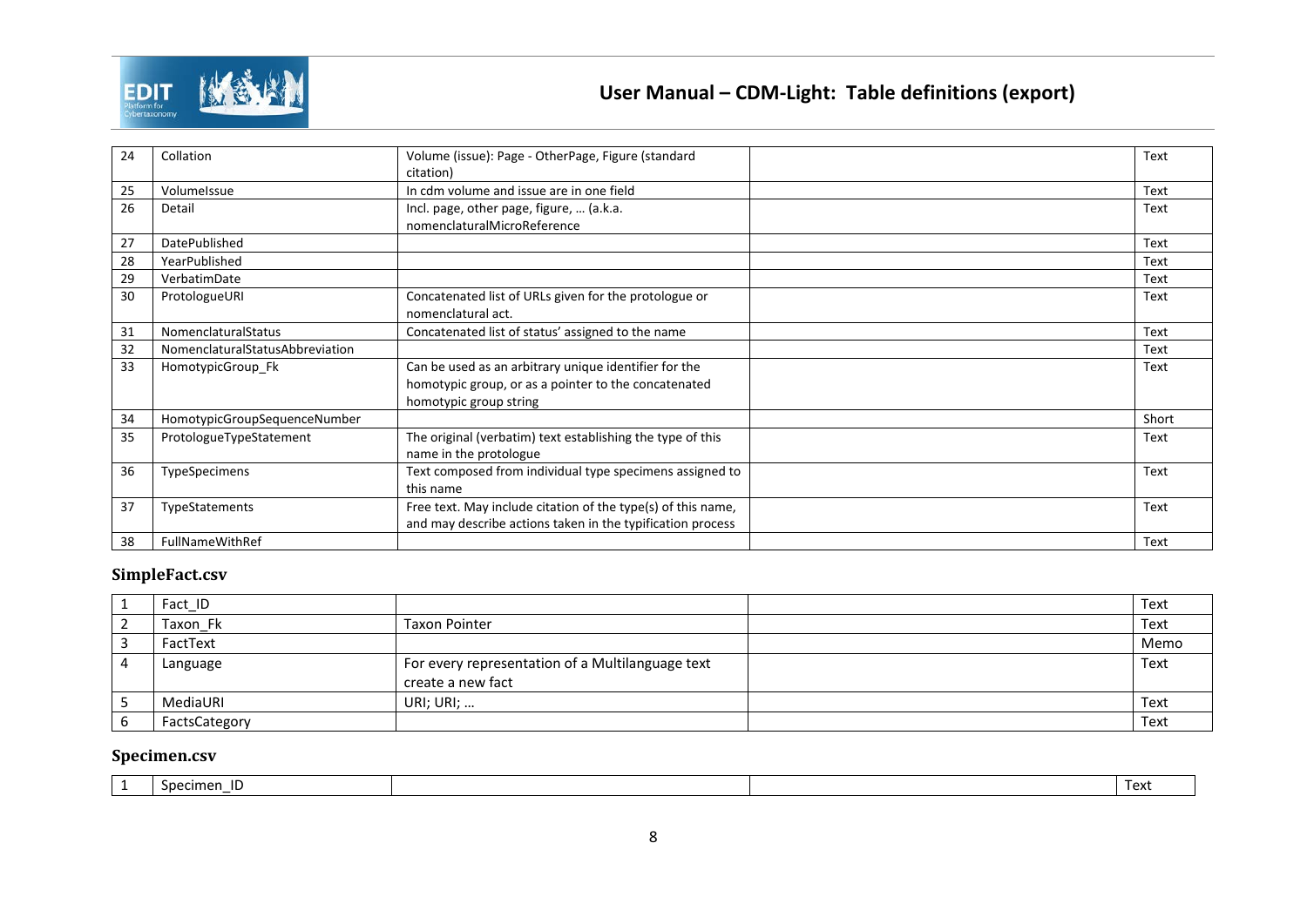| | | | | |
|---|---|---|---|---|
| 24 | Collation | Volume (issue): Page - OtherPage, Figure (standard citation) | | Text |
| 25 | VolumeIssue | In cdm volume and issue are in one field | | Text |
| 26 | Detail | Incl. page, other page, figure, … (a.k.a. nomenclaturalMicroReference | | Text |
| 27 | DatePublished | | | Text |
| 28 | YearPublished | | | Text |
| 29 | VerbatimDate | | | Text |
| 30 | ProtologueURI | Concatenated list of URLs given for the protologue or nomenclatural act. | | Text |
| 31 | NomenclaturalStatus | Concatenated list of status' assigned to the name | | Text |
| 32 | NomenclaturalStatusAbbreviation | | | Text |
| 33 | HomotypicGroup_Fk | Can be used as an arbitrary unique identifier for the homotypic group, or as a pointer to the concatenated homotypic group string | | Text |
| 34 | HomotypicGroupSequenceNumber | | | Short |
| 35 | ProtologueTypeStatement | The original (verbatim) text establishing the type of this name in the protologue | | Text |
| 36 | TypeSpecimens | Text composed from individual type specimens assigned to this name | | Text |
| 37 | TypeStatements | Free text. May include citation of the type(s) of this name, and may describe actions taken in the typification process | | Text |
| 38 | FullNameWithRef | | | Text |

### SimpleFact.csv

| | | | | |
|---|---|---|---|---|
| 1 | Fact_ID | | | Text |
| 2 | Taxon_Fk | Taxon Pointer | | Text |
| 3 | FactText | | | Memo |
| 4 | Language | For every representation of a Multilanguage text create a new fact | | Text |
| 5 | MediaURI | URI; URI; … | | Text |
| 6 | FactsCategory | | | Text |

### Specimen.csv

| | | | | |
|---|---|---|---|---|
| 1 | Specimen_ID | | | Text |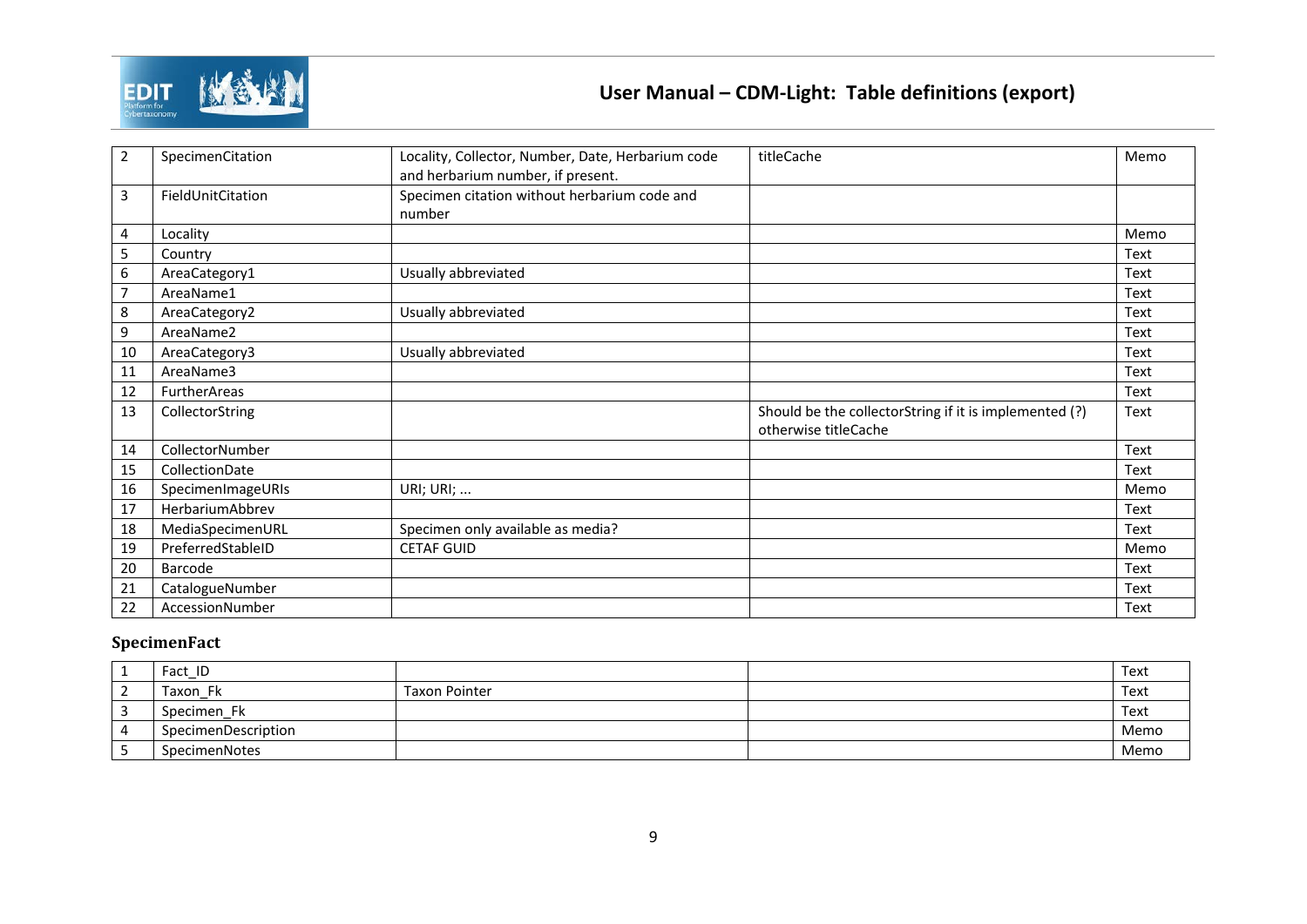| | | | | |
|---|---|---|---|---|
| 2 | SpecimenCitation | Locality, Collector, Number, Date, Herbarium code and herbarium number, if present. | titleCache | Memo |
| 3 | FieldUnitCitation | Specimen citation without herbarium code and number | | |
| 4 | Locality | | | Memo |
| 5 | Country | | | Text |
| 6 | AreaCategory1 | Usually abbreviated | | Text |
| 7 | AreaName1 | | | Text |
| 8 | AreaCategory2 | Usually abbreviated | | Text |
| 9 | AreaName2 | | | Text |
| 10 | AreaCategory3 | Usually abbreviated | | Text |
| 11 | AreaName3 | | | Text |
| 12 | FurtherAreas | | | Text |
| 13 | CollectorString | | Should be the collectorString if it is implemented (?) otherwise titleCache | Text |
| 14 | CollectorNumber | | | Text |
| 15 | CollectionDate | | | Text |
| 16 | SpecimenImageURIs | URI; URI; ... | | Memo |
| 17 | HerbariumAbbrev | | | Text |
| 18 | MediaSpecimenURL | Specimen only available as media? | | Text |
| 19 | PreferredStableID | CETAF GUID | | Memo |
| 20 | Barcode | | | Text |
| 21 | CatalogueNumber | | | Text |
| 22 | AccessionNumber | | | Text |

### SpecimenFact

| | | | | |
|---|---|---|---|---|
| 1 | Fact_ID | | | Text |
| 2 | Taxon_Fk | Taxon Pointer | | Text |
| 3 | Specimen_Fk | | | Text |
| 4 | SpecimenDescription | | | Memo |
| 5 | SpecimenNotes | | | Memo |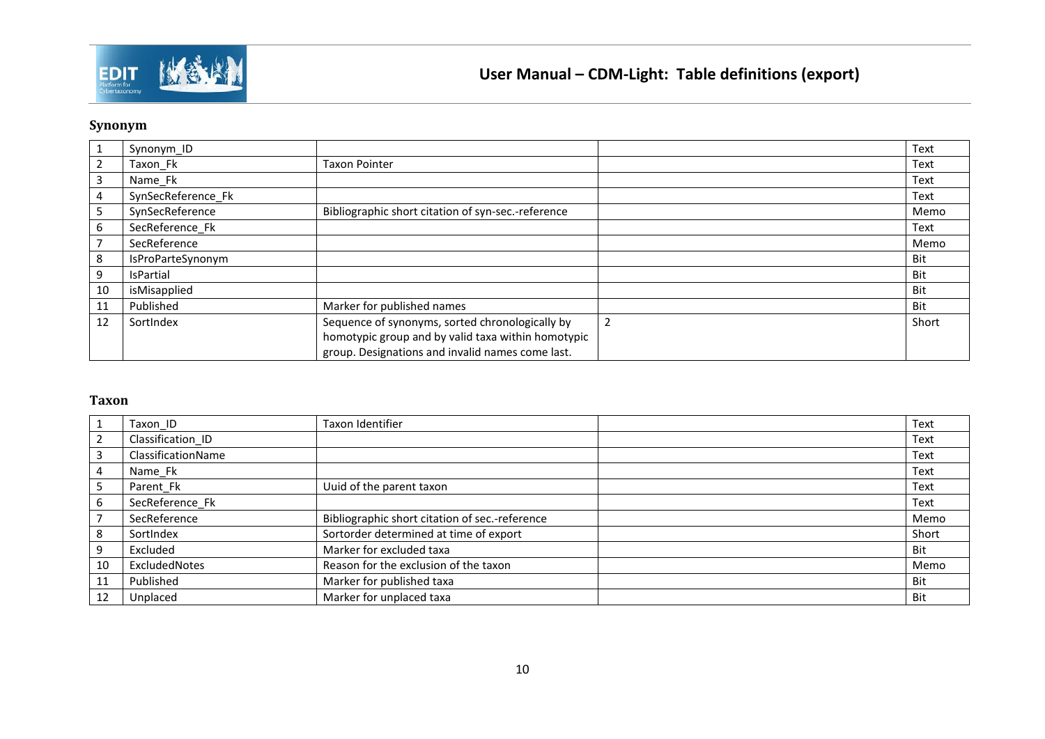### Synonym

| | | | | |
|---|---|---|---|---|
| 1 | Synonym_ID | | | Text |
| 2 | Taxon_Fk | Taxon Pointer | | Text |
| 3 | Name_Fk | | | Text |
| 4 | SynSecReference_Fk | | | Text |
| 5 | SynSecReference | Bibliographic short citation of syn-sec.-reference | | Memo |
| 6 | SecReference_Fk | | | Text |
| 7 | SecReference | | | Memo |
| 8 | IsProParteSynonym | | | Bit |
| 9 | IsPartial | | | Bit |
| 10 | isMisapplied | | | Bit |
| 11 | Published | Marker for published names | | Bit |
| 12 | SortIndex | Sequence of synonyms, sorted chronologically by homotypic group and by valid taxa within homotypic group. Designations and invalid names come last. | 2 | Short |

### Taxon

| | | | | |
|---|---|---|---|---|
| 1 | Taxon_ID | Taxon Identifier | | Text |
| 2 | Classification_ID | | | Text |
| 3 | ClassificationName | | | Text |
| 4 | Name_Fk | | | Text |
| 5 | Parent_Fk | Uuid of the parent taxon | | Text |
| 6 | SecReference_Fk | | | Text |
| 7 | SecReference | Bibliographic short citation of sec.-reference | | Memo |
| 8 | SortIndex | Sortorder determined at time of export | | Short |
| 9 | Excluded | Marker for excluded taxa | | Bit |
| 10 | ExcludedNotes | Reason for the exclusion of the taxon | | Memo |
| 11 | Published | Marker for published taxa | | Bit |
| 12 | Unplaced | Marker for unplaced taxa | | Bit |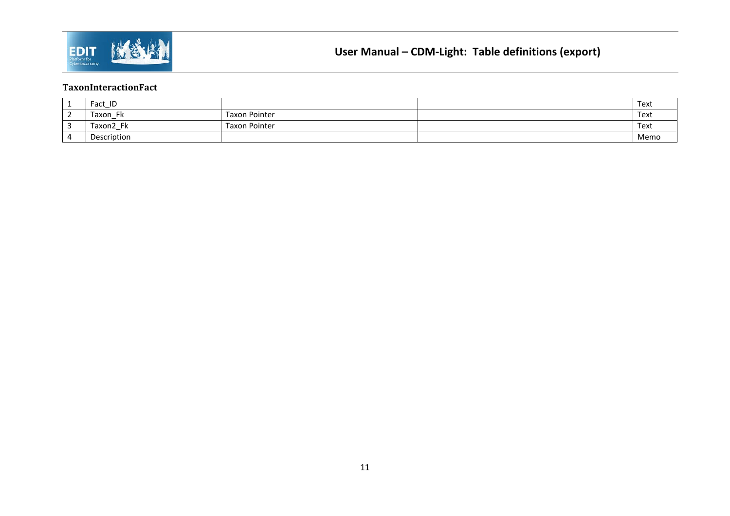**TaxonInteractionFact**

| | | | | |
|---|---|---|---|---|
| 1 | Fact_ID | | | Text |
| 2 | Taxon_Fk | Taxon Pointer | | Text |
| 3 | Taxon2_Fk | Taxon Pointer | | Text |
| 4 | Description | | | Memo |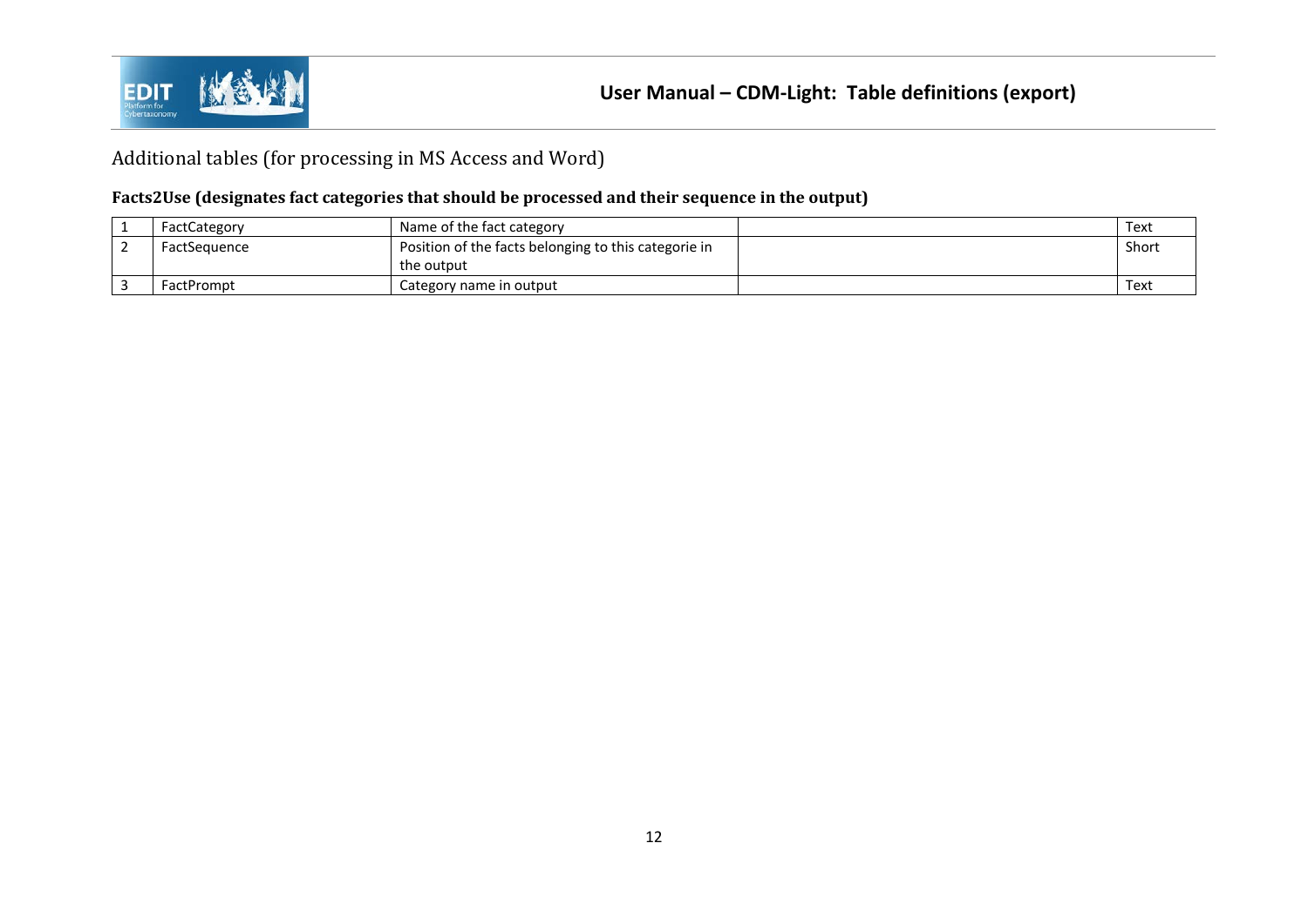## Additional tables (for processing in MS Access and Word)

### Facts2Use (designates fact categories that should be processed and their sequence in the output)

| | | | | |
|---|---|---|---|---|
| 1 | FactCategory | Name of the fact category | | Text |
| 2 | FactSequence | Position of the facts belonging to this categorie in the output | | Short |
| 3 | FactPrompt | Category name in output | | Text |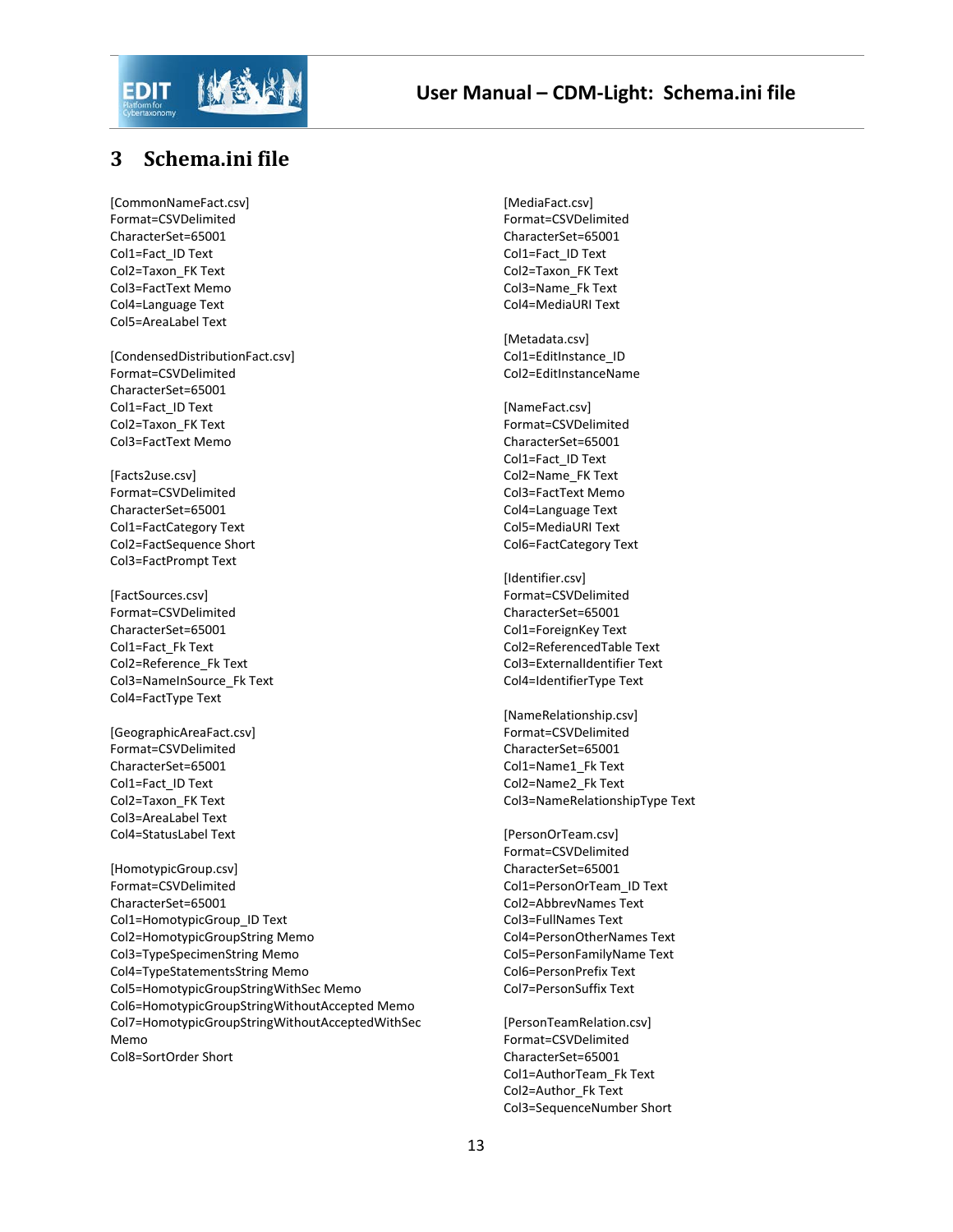# 3 Schema.ini file

```
[CommonNameFact.csv]
Format=CSVDelimited
CharacterSet=65001
Col1=Fact_ID Text
Col2=Taxon_FK Text
Col3=FactText Memo
Col4=Language Text
Col5=AreaLabel Text

[CondensedDistributionFact.csv]
Format=CSVDelimited
CharacterSet=65001
Col1=Fact_ID Text
Col2=Taxon_FK Text
Col3=FactText Memo

[Facts2use.csv]
Format=CSVDelimited
CharacterSet=65001
Col1=FactCategory Text
Col2=FactSequence Short
Col3=FactPrompt Text

[FactSources.csv]
Format=CSVDelimited
CharacterSet=65001
Col1=Fact_Fk Text
Col2=Reference_Fk Text
Col3=NameInSource_Fk Text
Col4=FactType Text

[GeographicAreaFact.csv]
Format=CSVDelimited
CharacterSet=65001
Col1=Fact_ID Text
Col2=Taxon_FK Text
Col3=AreaLabel Text
Col4=StatusLabel Text

[HomotypicGroup.csv]
Format=CSVDelimited
CharacterSet=65001
Col1=HomotypicGroup_ID Text
Col2=HomotypicGroupString Memo
Col3=TypeSpecimenString Memo
Col4=TypeStatementsString Memo
Col5=HomotypicGroupStringWithSec Memo
Col6=HomotypicGroupStringWithoutAccepted Memo
Col7=HomotypicGroupStringWithoutAcceptedWithSec
Memo
Col8=SortOrder Short

[MediaFact.csv]
Format=CSVDelimited
CharacterSet=65001
Col1=Fact_ID Text
Col2=Taxon_FK Text
Col3=Name_Fk Text
Col4=MediaURI Text

[Metadata.csv]
Col1=EditInstance_ID
Col2=EditInstanceName

[NameFact.csv]
Format=CSVDelimited
CharacterSet=65001
Col1=Fact_ID Text
Col2=Name_FK Text
Col3=FactText Memo
Col4=Language Text
Col5=MediaURI Text
Col6=FactCategory Text

[Identifier.csv]
Format=CSVDelimited
CharacterSet=65001
Col1=ForeignKey Text
Col2=ReferencedTable Text
Col3=ExternalIdentifier Text
Col4=IdentifierType Text

[NameRelationship.csv]
Format=CSVDelimited
CharacterSet=65001
Col1=Name1_Fk Text
Col2=Name2_Fk Text
Col3=NameRelationshipType Text

[PersonOrTeam.csv]
Format=CSVDelimited
CharacterSet=65001
Col1=PersonOrTeam_ID Text
Col2=AbbrevNames Text
Col3=FullNames Text
Col4=PersonOtherNames Text
Col5=PersonFamilyName Text
Col6=PersonPrefix Text
Col7=PersonSuffix Text

[PersonTeamRelation.csv]
Format=CSVDelimited
CharacterSet=65001
Col1=AuthorTeam_Fk Text
Col2=Author_Fk Text
Col3=SequenceNumber Short
```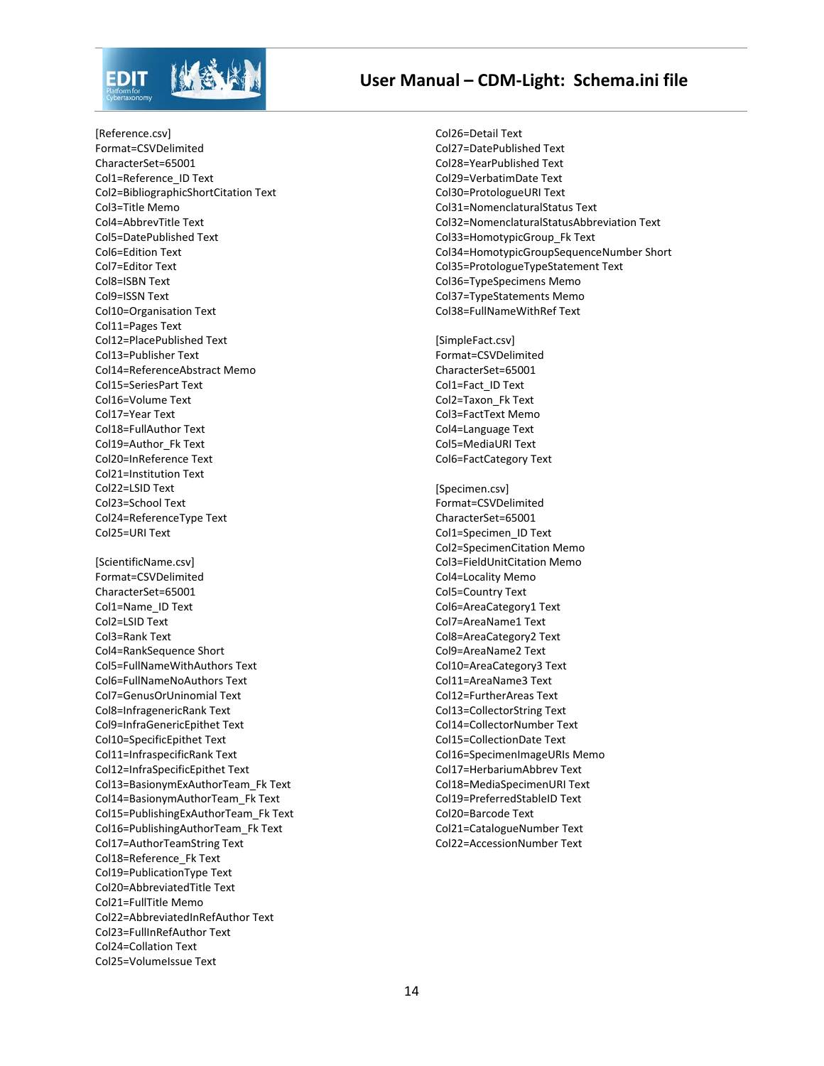```
[Reference.csv]
Format=CSVDelimited
CharacterSet=65001
Col1=Reference_ID Text
Col2=BibliographicShortCitation Text
Col3=Title Memo
Col4=AbbrevTitle Text
Col5=DatePublished Text
Col6=Edition Text
Col7=Editor Text
Col8=ISBN Text
Col9=ISSN Text
Col10=Organisation Text
Col11=Pages Text
Col12=PlacePublished Text
Col13=Publisher Text
Col14=ReferenceAbstract Memo
Col15=SeriesPart Text
Col16=Volume Text
Col17=Year Text
Col18=FullAuthor Text
Col19=Author_Fk Text
Col20=InReference Text
Col21=Institution Text
Col22=LSID Text
Col23=School Text
Col24=ReferenceType Text
Col25=URI Text

[ScientificName.csv]
Format=CSVDelimited
CharacterSet=65001
Col1=Name_ID Text
Col2=LSID Text
Col3=Rank Text
Col4=RankSequence Short
Col5=FullNameWithAuthors Text
Col6=FullNameNoAuthors Text
Col7=GenusOrUninomial Text
Col8=InfragenericRank Text
Col9=InfraGenericEpithet Text
Col10=SpecificEpithet Text
Col11=InfraspecificRank Text
Col12=InfraSpecificEpithet Text
Col13=BasionymExAuthorTeam_Fk Text
Col14=BasionymAuthorTeam_Fk Text
Col15=PublishingExAuthorTeam_Fk Text
Col16=PublishingAuthorTeam_Fk Text
Col17=AuthorTeamString Text
Col18=Reference_Fk Text
Col19=PublicationType Text
Col20=AbbreviatedTitle Text
Col21=FullTitle Memo
Col22=AbbreviatedInRefAuthor Text
Col23=FullInRefAuthor Text
Col24=Collation Text
Col25=VolumeIssue Text
Col26=Detail Text
Col27=DatePublished Text
Col28=YearPublished Text
Col29=VerbatimDate Text
Col30=ProtologueURI Text
Col31=NomenclaturalStatus Text
Col32=NomenclaturalStatusAbbreviation Text
Col33=HomotypicGroup_Fk Text
Col34=HomotypicGroupSequenceNumber Short
Col35=ProtologueTypeStatement Text
Col36=TypeSpecimens Memo
Col37=TypeStatements Memo
Col38=FullNameWithRef Text

[SimpleFact.csv]
Format=CSVDelimited
CharacterSet=65001
Col1=Fact_ID Text
Col2=Taxon_Fk Text
Col3=FactText Memo
Col4=Language Text
Col5=MediaURI Text
Col6=FactCategory Text

[Specimen.csv]
Format=CSVDelimited
CharacterSet=65001
Col1=Specimen_ID Text
Col2=SpecimenCitation Memo
Col3=FieldUnitCitation Memo
Col4=Locality Memo
Col5=Country Text
Col6=AreaCategory1 Text
Col7=AreaName1 Text
Col8=AreaCategory2 Text
Col9=AreaName2 Text
Col10=AreaCategory3 Text
Col11=AreaName3 Text
Col12=FurtherAreas Text
Col13=CollectorString Text
Col14=CollectorNumber Text
Col15=CollectionDate Text
Col16=SpecimenImageURIs Memo
Col17=HerbariumAbbrev Text
Col18=MediaSpecimenURI Text
Col19=PreferredStableID Text
Col20=Barcode Text
Col21=CatalogueNumber Text
Col22=AccessionNumber Text
```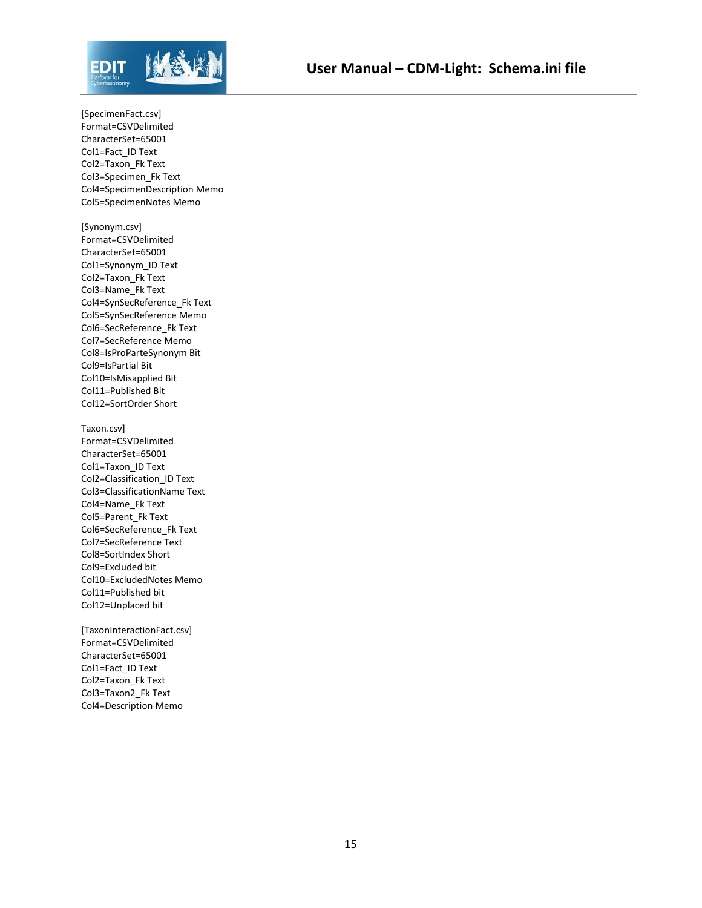[SpecimenFact.csv]
Format=CSVDelimited
CharacterSet=65001
Col1=Fact_ID Text
Col2=Taxon_Fk Text
Col3=Specimen_Fk Text
Col4=SpecimenDescription Memo
Col5=SpecimenNotes Memo

[Synonym.csv]
Format=CSVDelimited
CharacterSet=65001
Col1=Synonym_ID Text
Col2=Taxon_Fk Text
Col3=Name_Fk Text
Col4=SynSecReference_Fk Text
Col5=SynSecReference Memo
Col6=SecReference_Fk Text
Col7=SecReference Memo
Col8=IsProParteSynonym Bit
Col9=IsPartial Bit
Col10=IsMisapplied Bit
Col11=Published Bit
Col12=SortOrder Short

Taxon.csv]
Format=CSVDelimited
CharacterSet=65001
Col1=Taxon_ID Text
Col2=Classification_ID Text
Col3=ClassificationName Text
Col4=Name_Fk Text
Col5=Parent_Fk Text
Col6=SecReference_Fk Text
Col7=SecReference Text
Col8=SortIndex Short
Col9=Excluded bit
Col10=ExcludedNotes Memo
Col11=Published bit
Col12=Unplaced bit

[TaxonInteractionFact.csv]
Format=CSVDelimited
CharacterSet=65001
Col1=Fact_ID Text
Col2=Taxon_Fk Text
Col3=Taxon2_Fk Text
Col4=Description Memo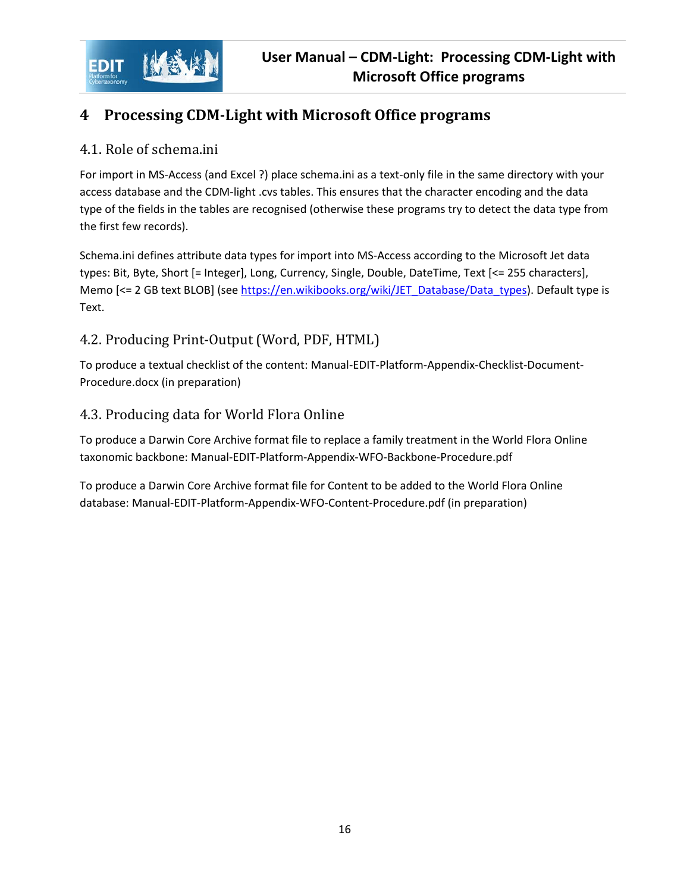# 4 Processing CDM-Light with Microsoft Office programs

## 4.1. Role of schema.ini

For import in MS-Access (and Excel ?) place schema.ini as a text-only file in the same directory with your access database and the CDM-light .cvs tables. This ensures that the character encoding and the data type of the fields in the tables are recognised (otherwise these programs try to detect the data type from the first few records).

Schema.ini defines attribute data types for import into MS-Access according to the Microsoft Jet data types: Bit, Byte, Short [= Integer], Long, Currency, Single, Double, DateTime, Text [<= 255 characters], Memo [<= 2 GB text BLOB] (see https://en.wikibooks.org/wiki/JET_Database/Data_types). Default type is Text.

## 4.2. Producing Print-Output (Word, PDF, HTML)

To produce a textual checklist of the content: Manual-EDIT-Platform-Appendix-Checklist-Document-Procedure.docx (in preparation)

## 4.3. Producing data for World Flora Online

To produce a Darwin Core Archive format file to replace a family treatment in the World Flora Online taxonomic backbone: Manual-EDIT-Platform-Appendix-WFO-Backbone-Procedure.pdf

To produce a Darwin Core Archive format file for Content to be added to the World Flora Online database: Manual-EDIT-Platform-Appendix-WFO-Content-Procedure.pdf (in preparation)